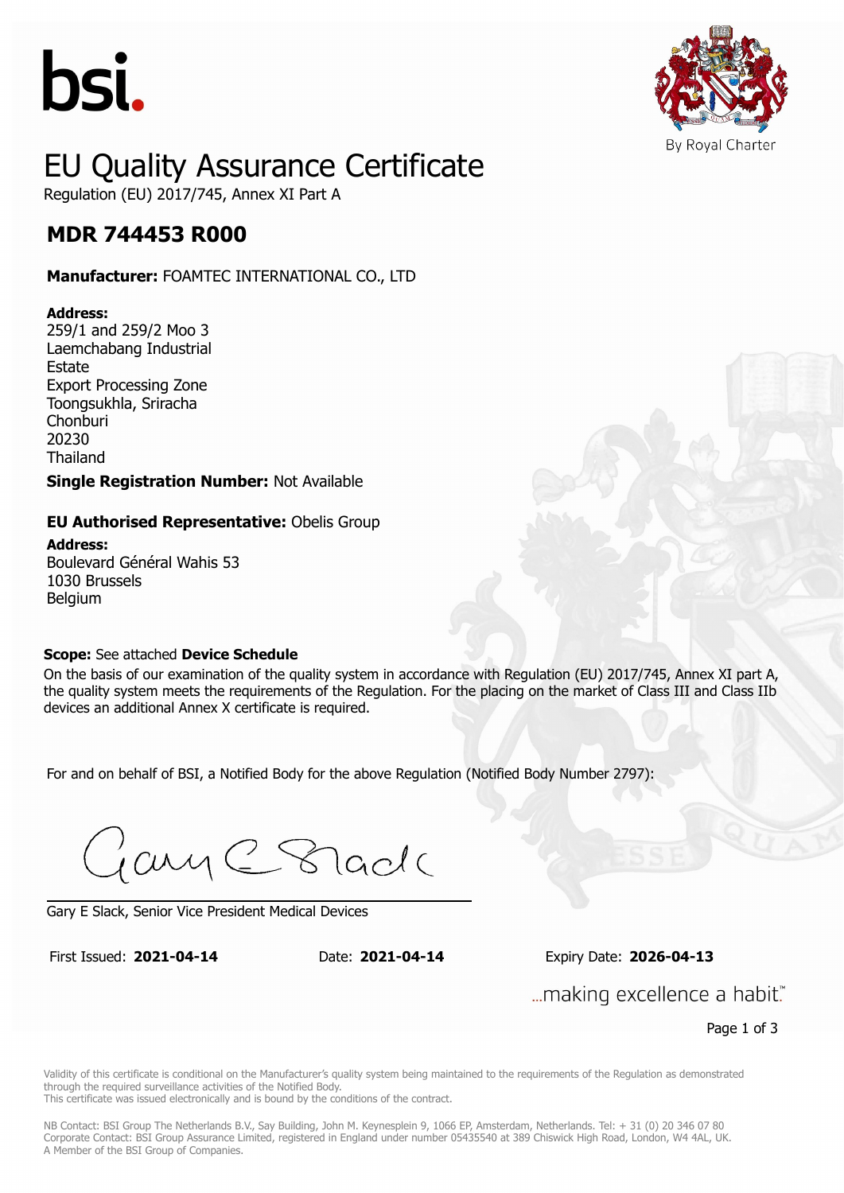bsi.

By Royal Charter

# EU Quality Assurance Certificate

Regulation (EU) 2017/745, Annex XI Part A

## MDR 744453 R000

**Manufacturer:** FOAMTEC INTERNATIONAL CO., LTD

**Address:**
259/1 and 259/2 Moo 3
Laemchabang Industrial
Estate
Export Processing Zone
Toongsukhla, Sriracha
Chonburi
20230
Thailand

**Single Registration Number:** Not Available

**EU Authorised Representative:** Obelis Group

**Address:**
Boulevard Général Wahis 53
1030 Brussels
Belgium

**Scope:** See attached **Device Schedule**

On the basis of our examination of the quality system in accordance with Regulation (EU) 2017/745, Annex XI part A, the quality system meets the requirements of the Regulation. For the placing on the market of Class III and Class IIb devices an additional Annex X certificate is required.

For and on behalf of BSI, a Notified Body for the above Regulation (Notified Body Number 2797):

Gary E Slack, Senior Vice President Medical Devices

First Issued: **2021-04-14** Date: **2021-04-14** Expiry Date: **2026-04-13**

...making excellence a habit.™

Validity of this certificate is conditional on the Manufacturer's quality system being maintained to the requirements of the Regulation as demonstrated through the required surveillance activities of the Notified Body.
This certificate was issued electronically and is bound by the conditions of the contract.

NB Contact: BSI Group The Netherlands B.V., Say Building, John M. Keynesplein 9, 1066 EP, Amsterdam, Netherlands. Tel: + 31 (0) 20 346 07 80
Corporate Contact: BSI Group Assurance Limited, registered in England under number 05435540 at 389 Chiswick High Road, London, W4 4AL, UK.
A Member of the BSI Group of Companies.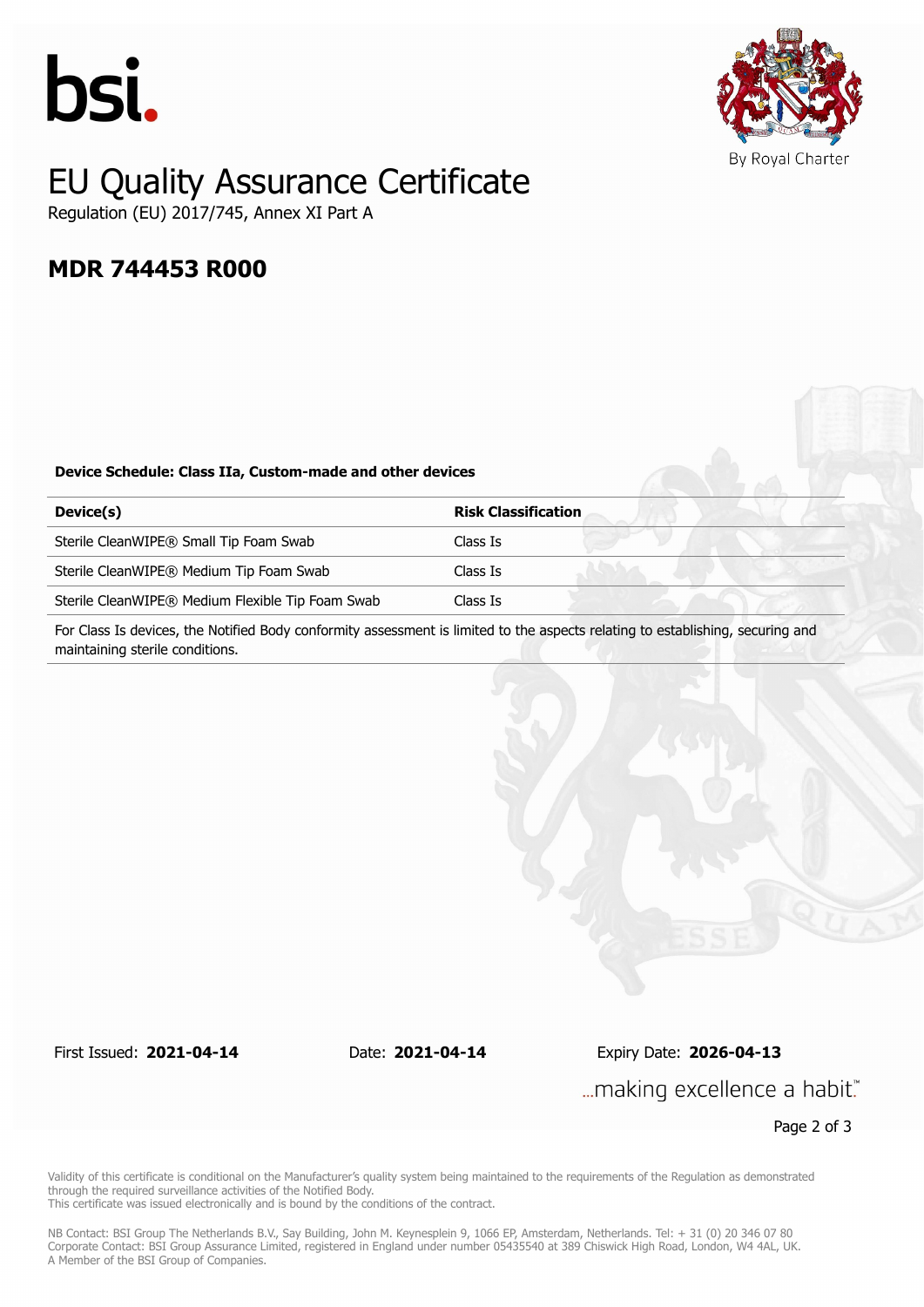bsi.

By Royal Charter

# EU Quality Assurance Certificate

Regulation (EU) 2017/745, Annex XI Part A

## MDR 744453 R000

**Device Schedule: Class IIa, Custom-made and other devices**

| Device(s) | Risk Classification |
|---|---|
| Sterile CleanWIPE® Small Tip Foam Swab | Class Is |
| Sterile CleanWIPE® Medium Tip Foam Swab | Class Is |
| Sterile CleanWIPE® Medium Flexible Tip Foam Swab | Class Is |

For Class Is devices, the Notified Body conformity assessment is limited to the aspects relating to establishing, securing and maintaining sterile conditions.

First Issued: **2021-04-14** Date: **2021-04-14** Expiry Date: **2026-04-13**

...making excellence a habit.™

Validity of this certificate is conditional on the Manufacturer's quality system being maintained to the requirements of the Regulation as demonstrated through the required surveillance activities of the Notified Body.
This certificate was issued electronically and is bound by the conditions of the contract.

NB Contact: BSI Group The Netherlands B.V., Say Building, John M. Keynesplein 9, 1066 EP, Amsterdam, Netherlands. Tel: + 31 (0) 20 346 07 80
Corporate Contact: BSI Group Assurance Limited, registered in England under number 05435540 at 389 Chiswick High Road, London, W4 4AL, UK.
A Member of the BSI Group of Companies.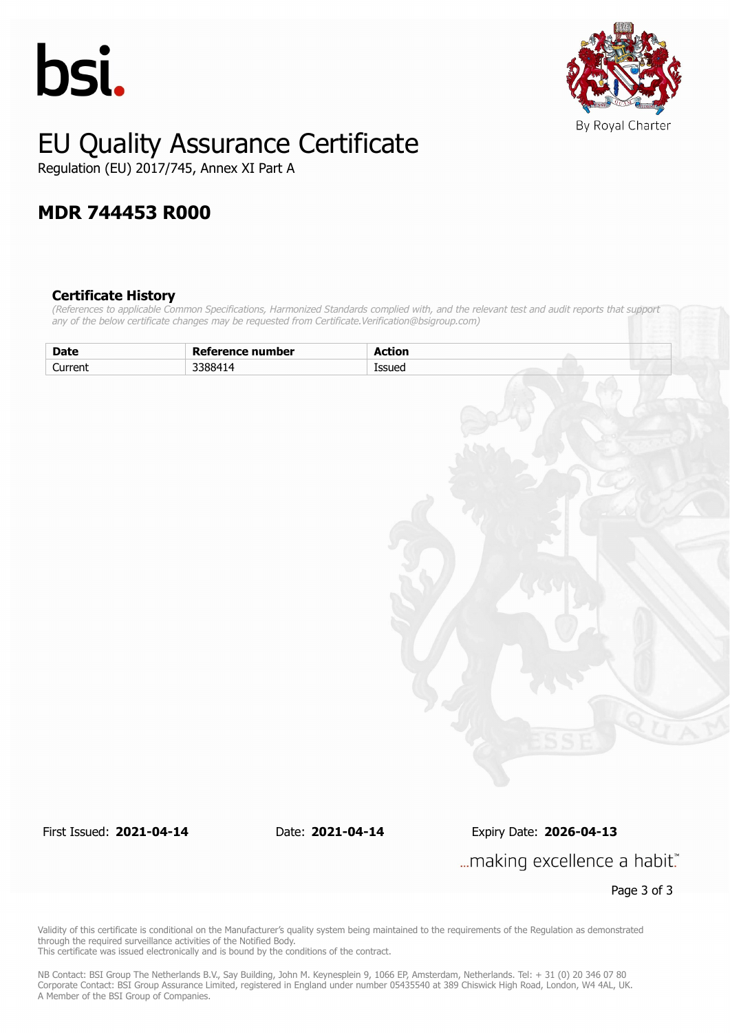# EU Quality Assurance Certificate

Regulation (EU) 2017/745, Annex XI Part A

## MDR 744453 R000

### Certificate History

*(References to applicable Common Specifications, Harmonized Standards complied with, and the relevant test and audit reports that support any of the below certificate changes may be requested from Certificate.Verification@bsigroup.com)*

| Date | Reference number | Action |
|---|---|---|
| Current | 3388414 | Issued |

First Issued: **2021-04-14** Date: **2021-04-14** Expiry Date: **2026-04-13**

...making excellence a habit.™

Validity of this certificate is conditional on the Manufacturer's quality system being maintained to the requirements of the Regulation as demonstrated through the required surveillance activities of the Notified Body.
This certificate was issued electronically and is bound by the conditions of the contract.

NB Contact: BSI Group The Netherlands B.V., Say Building, John M. Keynesplein 9, 1066 EP, Amsterdam, Netherlands. Tel: + 31 (0) 20 346 07 80
Corporate Contact: BSI Group Assurance Limited, registered in England under number 05435540 at 389 Chiswick High Road, London, W4 4AL, UK.
A Member of the BSI Group of Companies.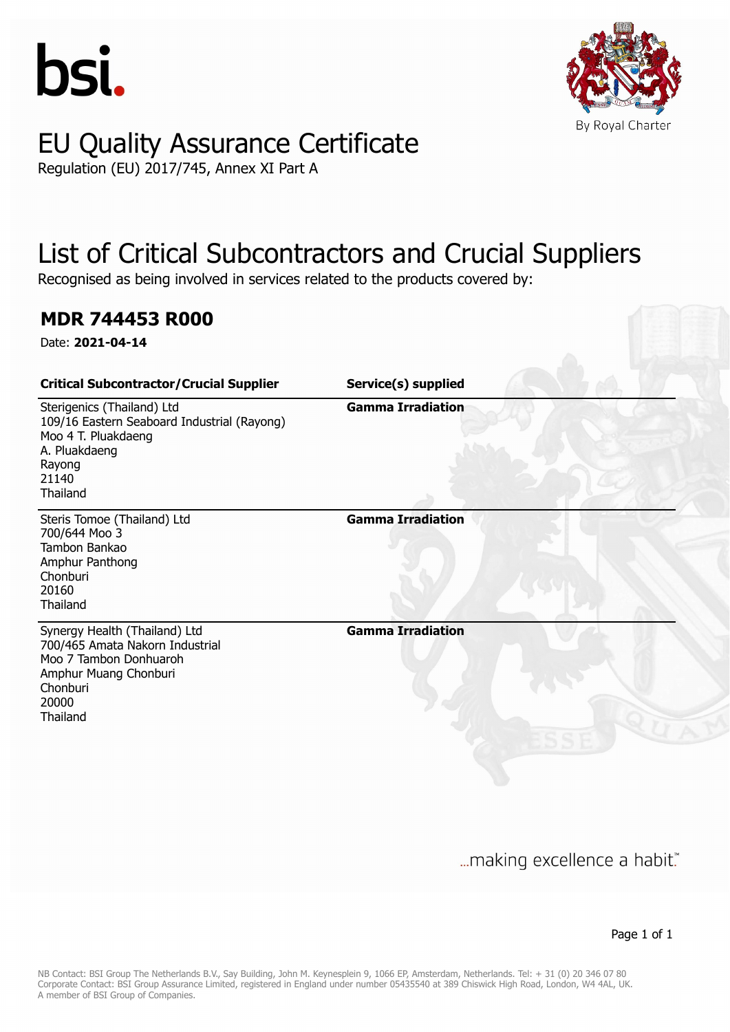bsi.

By Royal Charter

# EU Quality Assurance Certificate

Regulation (EU) 2017/745, Annex XI Part A

## List of Critical Subcontractors and Crucial Suppliers

Recognised as being involved in services related to the products covered by:

### MDR 744453 R000

Date: **2021-04-14**

| Critical Subcontractor/Crucial Supplier | Service(s) supplied |
| --- | --- |
| Sterigenics (Thailand) Ltd<br>109/16 Eastern Seaboard Industrial (Rayong)<br>Moo 4 T. Pluakdaeng<br>A. Pluakdaeng<br>Rayong<br>21140<br>Thailand | **Gamma Irradiation** |
| Steris Tomoe (Thailand) Ltd<br>700/644 Moo 3<br>Tambon Bankao<br>Amphur Panthong<br>Chonburi<br>20160<br>Thailand | **Gamma Irradiation** |
| Synergy Health (Thailand) Ltd<br>700/465 Amata Nakorn Industrial<br>Moo 7 Tambon Donhuaroh<br>Amphur Muang Chonburi<br>Chonburi<br>20000<br>Thailand | **Gamma Irradiation** |

...making excellence a habit.™

NB Contact: BSI Group The Netherlands B.V., Say Building, John M. Keynesplein 9, 1066 EP, Amsterdam, Netherlands. Tel: + 31 (0) 20 346 07 80
Corporate Contact: BSI Group Assurance Limited, registered in England under number 05435540 at 389 Chiswick High Road, London, W4 4AL, UK.
A member of BSI Group of Companies.